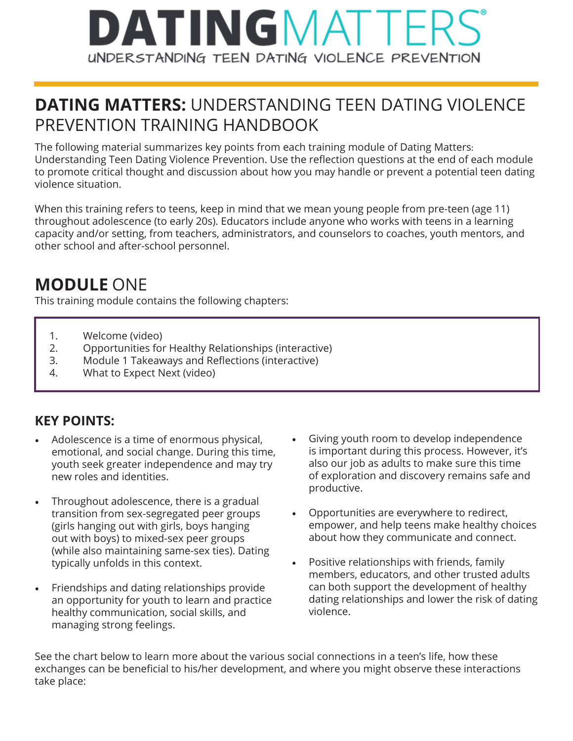# DATING MATTERS

UNDERSTANDING TEEN DATING VIOLENCE PREVENTION

## DATING MATTERS: UNDERSTANDING TEEN DATING VIOLENCE PREVENTION TRAINING HANDBOOK

The following material summarizes key points from each training module of Dating Matters: Understanding Teen Dating Violence Prevention. Use the reflection questions at the end of each module to promote critical thought and discussion about how you may handle or prevent a potential teen dating violence situation.

When this training refers to teens, keep in mind that we mean young people from pre-teen (age 11) throughout adolescence (to early 20s). Educators include anyone who works with teens in a learning capacity and/or setting, from teachers, administrators, and counselors to coaches, youth mentors, and other school and after-school personnel.

## MODULE ONE

This training module contains the following chapters:

1. Welcome (video)
2. Opportunities for Healthy Relationships (interactive)
3. Module 1 Takeaways and Reflections (interactive)
4. What to Expect Next (video)

### KEY POINTS:

- Adolescence is a time of enormous physical, emotional, and social change. During this time, youth seek greater independence and may try new roles and identities.
- Throughout adolescence, there is a gradual transition from sex-segregated peer groups (girls hanging out with girls, boys hanging out with boys) to mixed-sex peer groups (while also maintaining same-sex ties). Dating typically unfolds in this context.
- Friendships and dating relationships provide an opportunity for youth to learn and practice healthy communication, social skills, and managing strong feelings.
- Giving youth room to develop independence is important during this process. However, it's also our job as adults to make sure this time of exploration and discovery remains safe and productive.
- Opportunities are everywhere to redirect, empower, and help teens make healthy choices about how they communicate and connect.
- Positive relationships with friends, family members, educators, and other trusted adults can both support the development of healthy dating relationships and lower the risk of dating violence.

See the chart below to learn more about the various social connections in a teen's life, how these exchanges can be beneficial to his/her development, and where you might observe these interactions take place: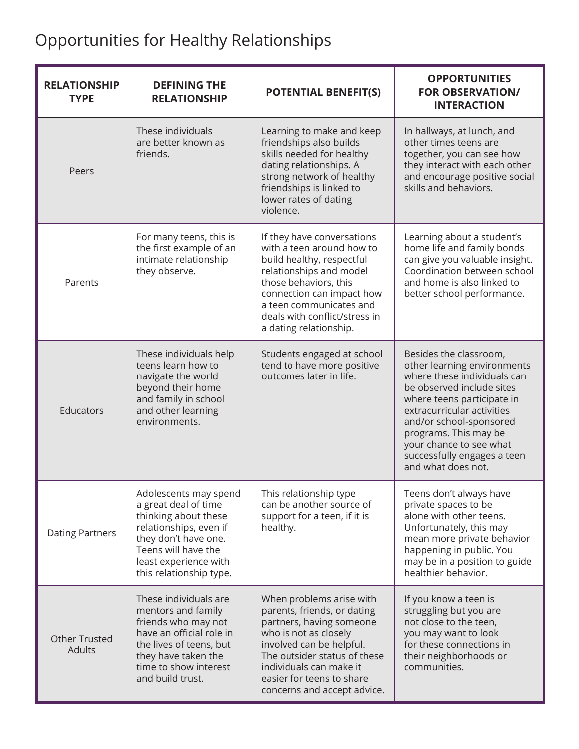# Opportunities for Healthy Relationships

| RELATIONSHIP TYPE | DEFINING THE RELATIONSHIP | POTENTIAL BENEFIT(S) | OPPORTUNITIES FOR OBSERVATION/ INTERACTION |
|---|---|---|---|
| Peers | These individuals are better known as friends. | Learning to make and keep friendships also builds skills needed for healthy dating relationships. A strong network of healthy friendships is linked to lower rates of dating violence. | In hallways, at lunch, and other times teens are together, you can see how they interact with each other and encourage positive social skills and behaviors. |
| Parents | For many teens, this is the first example of an intimate relationship they observe. | If they have conversations with a teen around how to build healthy, respectful relationships and model those behaviors, this connection can impact how a teen communicates and deals with conflict/stress in a dating relationship. | Learning about a student's home life and family bonds can give you valuable insight. Coordination between school and home is also linked to better school performance. |
| Educators | These individuals help teens learn how to navigate the world beyond their home and family in school and other learning environments. | Students engaged at school tend to have more positive outcomes later in life. | Besides the classroom, other learning environments where these individuals can be observed include sites where teens participate in extracurricular activities and/or school-sponsored programs. This may be your chance to see what successfully engages a teen and what does not. |
| Dating Partners | Adolescents may spend a great deal of time thinking about these relationships, even if they don't have one. Teens will have the least experience with this relationship type. | This relationship type can be another source of support for a teen, if it is healthy. | Teens don't always have private spaces to be alone with other teens. Unfortunately, this may mean more private behavior happening in public. You may be in a position to guide healthier behavior. |
| Other Trusted Adults | These individuals are mentors and family friends who may not have an official role in the lives of teens, but they have taken the time to show interest and build trust. | When problems arise with parents, friends, or dating partners, having someone who is not as closely involved can be helpful. The outsider status of these individuals can make it easier for teens to share concerns and accept advice. | If you know a teen is struggling but you are not close to the teen, you may want to look for these connections in their neighborhoods or communities. |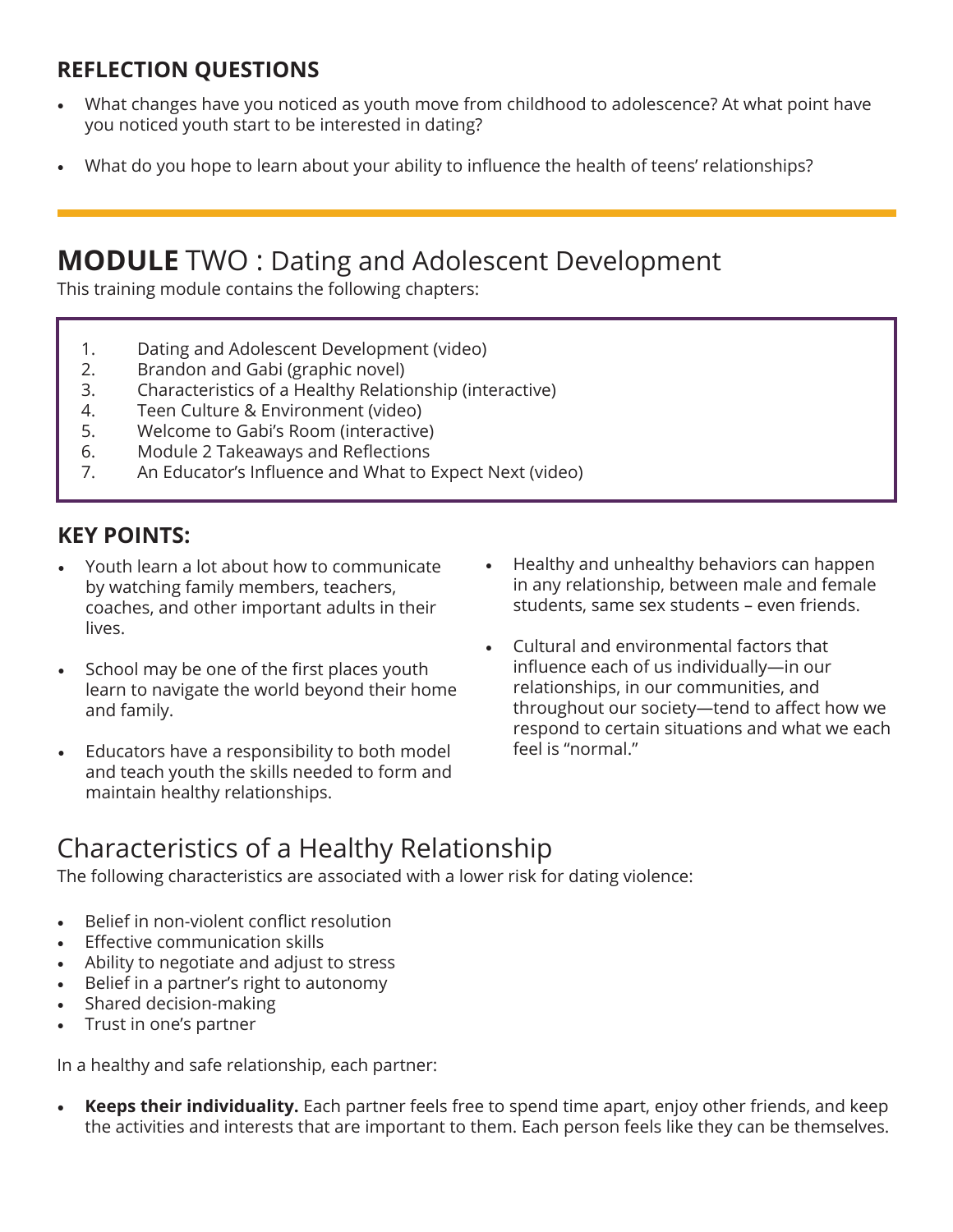## REFLECTION QUESTIONS

- What changes have you noticed as youth move from childhood to adolescence? At what point have you noticed youth start to be interested in dating?
- What do you hope to learn about your ability to influence the health of teens' relationships?

# **MODULE** TWO : Dating and Adolescent Development

This training module contains the following chapters:

1. Dating and Adolescent Development (video)
2. Brandon and Gabi (graphic novel)
3. Characteristics of a Healthy Relationship (interactive)
4. Teen Culture & Environment (video)
5. Welcome to Gabi's Room (interactive)
6. Module 2 Takeaways and Reflections
7. An Educator's Influence and What to Expect Next (video)

## KEY POINTS:

- Youth learn a lot about how to communicate by watching family members, teachers, coaches, and other important adults in their lives.
- School may be one of the first places youth learn to navigate the world beyond their home and family.
- Educators have a responsibility to both model and teach youth the skills needed to form and maintain healthy relationships.
- Healthy and unhealthy behaviors can happen in any relationship, between male and female students, same sex students – even friends.
- Cultural and environmental factors that influence each of us individually—in our relationships, in our communities, and throughout our society—tend to affect how we respond to certain situations and what we each feel is "normal."

## Characteristics of a Healthy Relationship

The following characteristics are associated with a lower risk for dating violence:

- Belief in non-violent conflict resolution
- Effective communication skills
- Ability to negotiate and adjust to stress
- Belief in a partner's right to autonomy
- Shared decision-making
- Trust in one's partner

In a healthy and safe relationship, each partner:

- **Keeps their individuality.** Each partner feels free to spend time apart, enjoy other friends, and keep the activities and interests that are important to them. Each person feels like they can be themselves.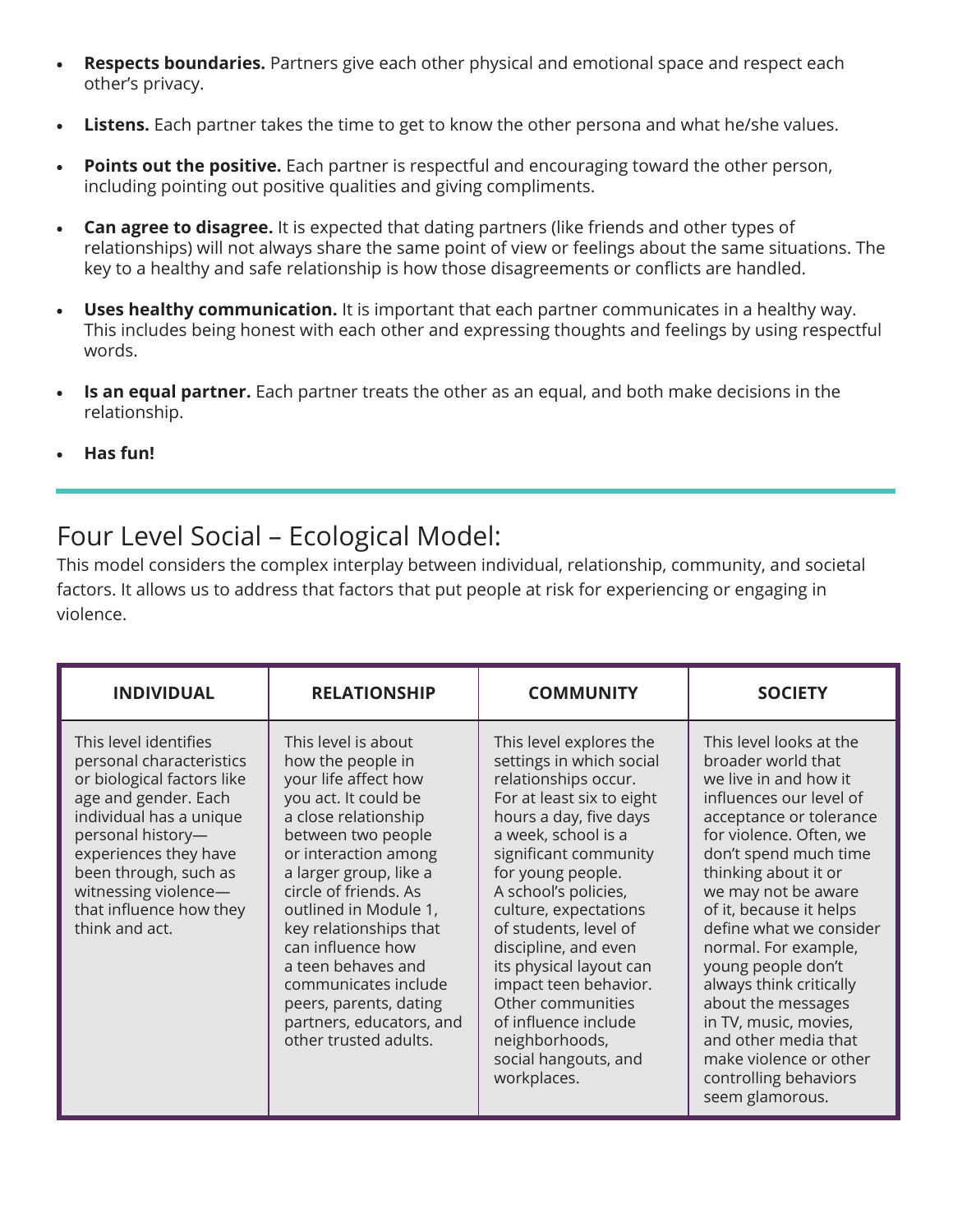- **Respects boundaries.** Partners give each other physical and emotional space and respect each other's privacy.
- **Listens.** Each partner takes the time to get to know the other persona and what he/she values.
- **Points out the positive.** Each partner is respectful and encouraging toward the other person, including pointing out positive qualities and giving compliments.
- **Can agree to disagree.** It is expected that dating partners (like friends and other types of relationships) will not always share the same point of view or feelings about the same situations. The key to a healthy and safe relationship is how those disagreements or conflicts are handled.
- **Uses healthy communication.** It is important that each partner communicates in a healthy way. This includes being honest with each other and expressing thoughts and feelings by using respectful words.
- **Is an equal partner.** Each partner treats the other as an equal, and both make decisions in the relationship.
- **Has fun!**

## Four Level Social – Ecological Model:

This model considers the complex interplay between individual, relationship, community, and societal factors. It allows us to address that factors that put people at risk for experiencing or engaging in violence.

| INDIVIDUAL | RELATIONSHIP | COMMUNITY | SOCIETY |
|---|---|---|---|
| This level identifies personal characteristics or biological factors like age and gender. Each individual has a unique personal history—experiences they have been through, such as witnessing violence—that influence how they think and act. | This level is about how the people in your life affect how you act. It could be a close relationship between two people or interaction among a larger group, like a circle of friends. As outlined in Module 1, key relationships that can influence how a teen behaves and communicates include peers, parents, dating partners, educators, and other trusted adults. | This level explores the settings in which social relationships occur. For at least six to eight hours a day, five days a week, school is a significant community for young people. A school's policies, culture, expectations of students, level of discipline, and even its physical layout can impact teen behavior. Other communities of influence include neighborhoods, social hangouts, and workplaces. | This level looks at the broader world that we live in and how it influences our level of acceptance or tolerance for violence. Often, we don't spend much time thinking about it or we may not be aware of it, because it helps define what we consider normal. For example, young people don't always think critically about the messages in TV, music, movies, and other media that make violence or other controlling behaviors seem glamorous. |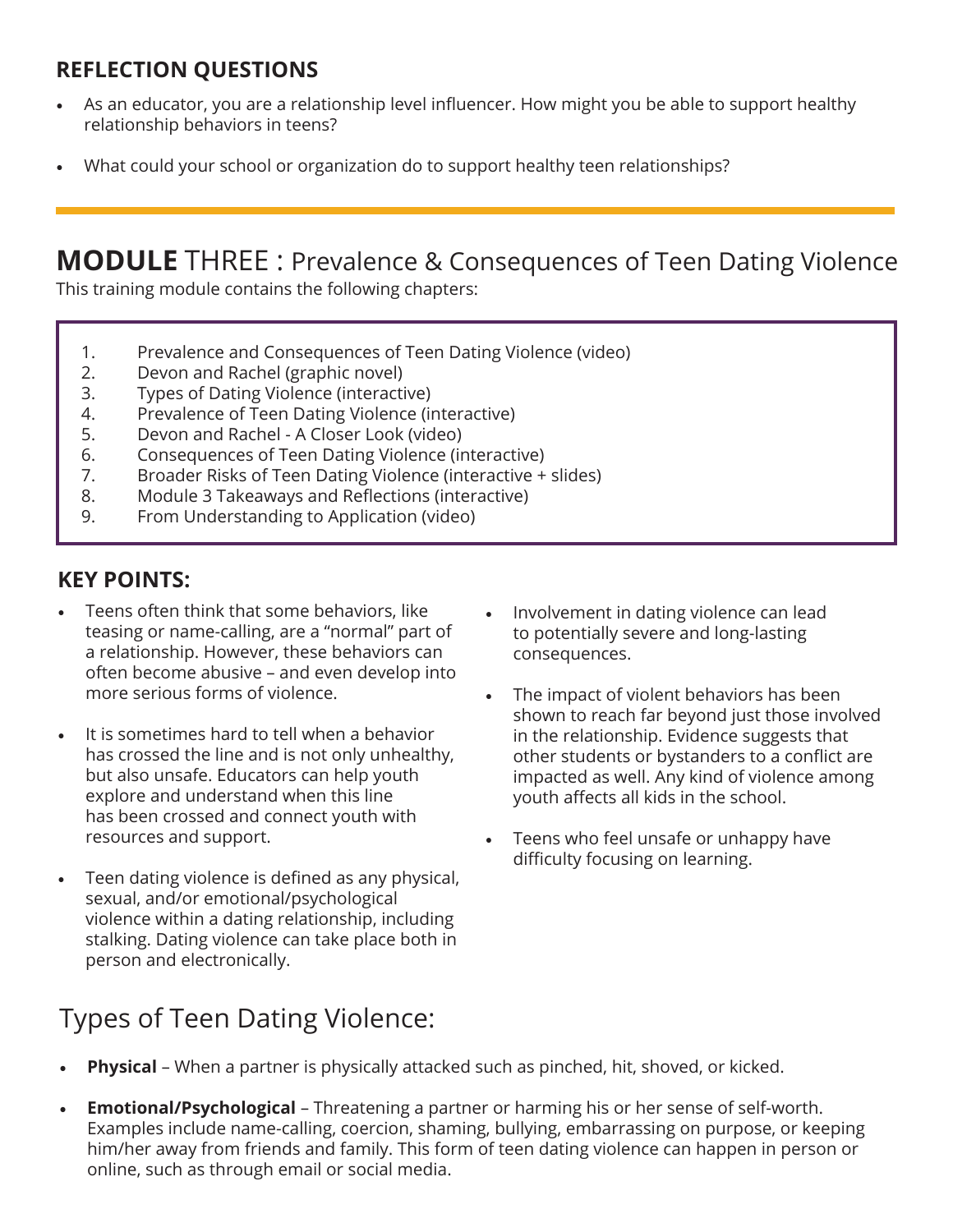## REFLECTION QUESTIONS

- As an educator, you are a relationship level influencer. How might you be able to support healthy relationship behaviors in teens?
- What could your school or organization do to support healthy teen relationships?

---

# MODULE THREE : Prevalence & Consequences of Teen Dating Violence

This training module contains the following chapters:

1. Prevalence and Consequences of Teen Dating Violence (video)
2. Devon and Rachel (graphic novel)
3. Types of Dating Violence (interactive)
4. Prevalence of Teen Dating Violence (interactive)
5. Devon and Rachel - A Closer Look (video)
6. Consequences of Teen Dating Violence (interactive)
7. Broader Risks of Teen Dating Violence (interactive + slides)
8. Module 3 Takeaways and Reflections (interactive)
9. From Understanding to Application (video)

## KEY POINTS:

- Teens often think that some behaviors, like teasing or name-calling, are a "normal" part of a relationship. However, these behaviors can often become abusive – and even develop into more serious forms of violence.
- It is sometimes hard to tell when a behavior has crossed the line and is not only unhealthy, but also unsafe. Educators can help youth explore and understand when this line has been crossed and connect youth with resources and support.
- Teen dating violence is defined as any physical, sexual, and/or emotional/psychological violence within a dating relationship, including stalking. Dating violence can take place both in person and electronically.
- Involvement in dating violence can lead to potentially severe and long-lasting consequences.
- The impact of violent behaviors has been shown to reach far beyond just those involved in the relationship. Evidence suggests that other students or bystanders to a conflict are impacted as well. Any kind of violence among youth affects all kids in the school.
- Teens who feel unsafe or unhappy have difficulty focusing on learning.

## Types of Teen Dating Violence:

- **Physical** – When a partner is physically attacked such as pinched, hit, shoved, or kicked.
- **Emotional/Psychological** – Threatening a partner or harming his or her sense of self-worth. Examples include name-calling, coercion, shaming, bullying, embarrassing on purpose, or keeping him/her away from friends and family. This form of teen dating violence can happen in person or online, such as through email or social media.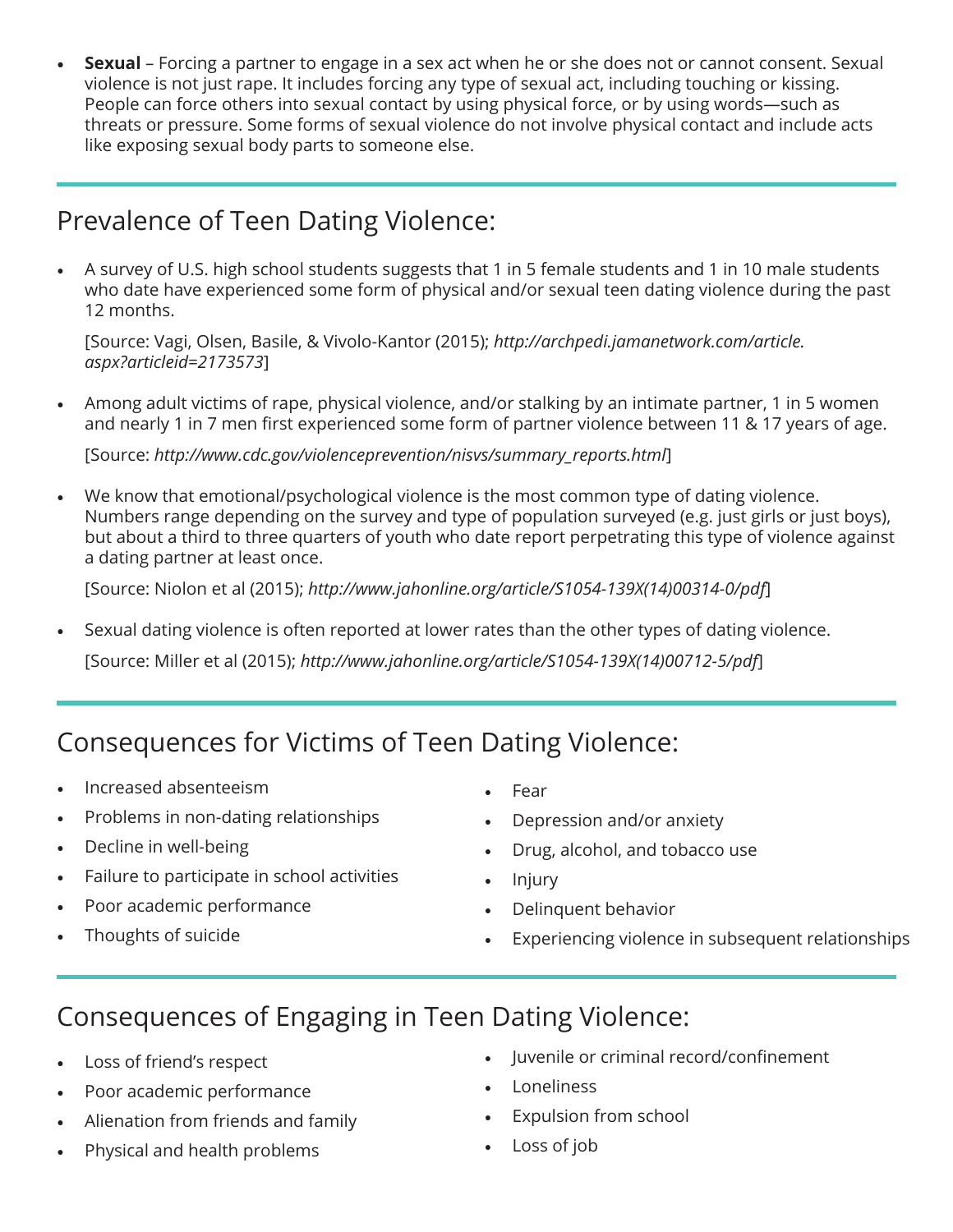- **Sexual** – Forcing a partner to engage in a sex act when he or she does not or cannot consent. Sexual violence is not just rape. It includes forcing any type of sexual act, including touching or kissing. People can force others into sexual contact by using physical force, or by using words—such as threats or pressure. Some forms of sexual violence do not involve physical contact and include acts like exposing sexual body parts to someone else.

## Prevalence of Teen Dating Violence:

- A survey of U.S. high school students suggests that 1 in 5 female students and 1 in 10 male students who date have experienced some form of physical and/or sexual teen dating violence during the past 12 months.

  [Source: Vagi, Olsen, Basile, & Vivolo-Kantor (2015); *http://archpedi.jamanetwork.com/article.aspx?articleid=2173573*]

- Among adult victims of rape, physical violence, and/or stalking by an intimate partner, 1 in 5 women and nearly 1 in 7 men first experienced some form of partner violence between 11 & 17 years of age.

  [Source: *http://www.cdc.gov/violenceprevention/nisvs/summary_reports.html*]

- We know that emotional/psychological violence is the most common type of dating violence. Numbers range depending on the survey and type of population surveyed (e.g. just girls or just boys), but about a third to three quarters of youth who date report perpetrating this type of violence against a dating partner at least once.

  [Source: Niolon et al (2015); *http://www.jahonline.org/article/S1054-139X(14)00314-0/pdf*]

- Sexual dating violence is often reported at lower rates than the other types of dating violence.

  [Source: Miller et al (2015); *http://www.jahonline.org/article/S1054-139X(14)00712-5/pdf*]

## Consequences for Victims of Teen Dating Violence:

- Increased absenteeism
- Problems in non-dating relationships
- Decline in well-being
- Failure to participate in school activities
- Poor academic performance
- Thoughts of suicide
- Fear
- Depression and/or anxiety
- Drug, alcohol, and tobacco use
- Injury
- Delinquent behavior
- Experiencing violence in subsequent relationships

## Consequences of Engaging in Teen Dating Violence:

- Loss of friend's respect
- Poor academic performance
- Alienation from friends and family
- Physical and health problems
- Juvenile or criminal record/confinement
- Loneliness
- Expulsion from school
- Loss of job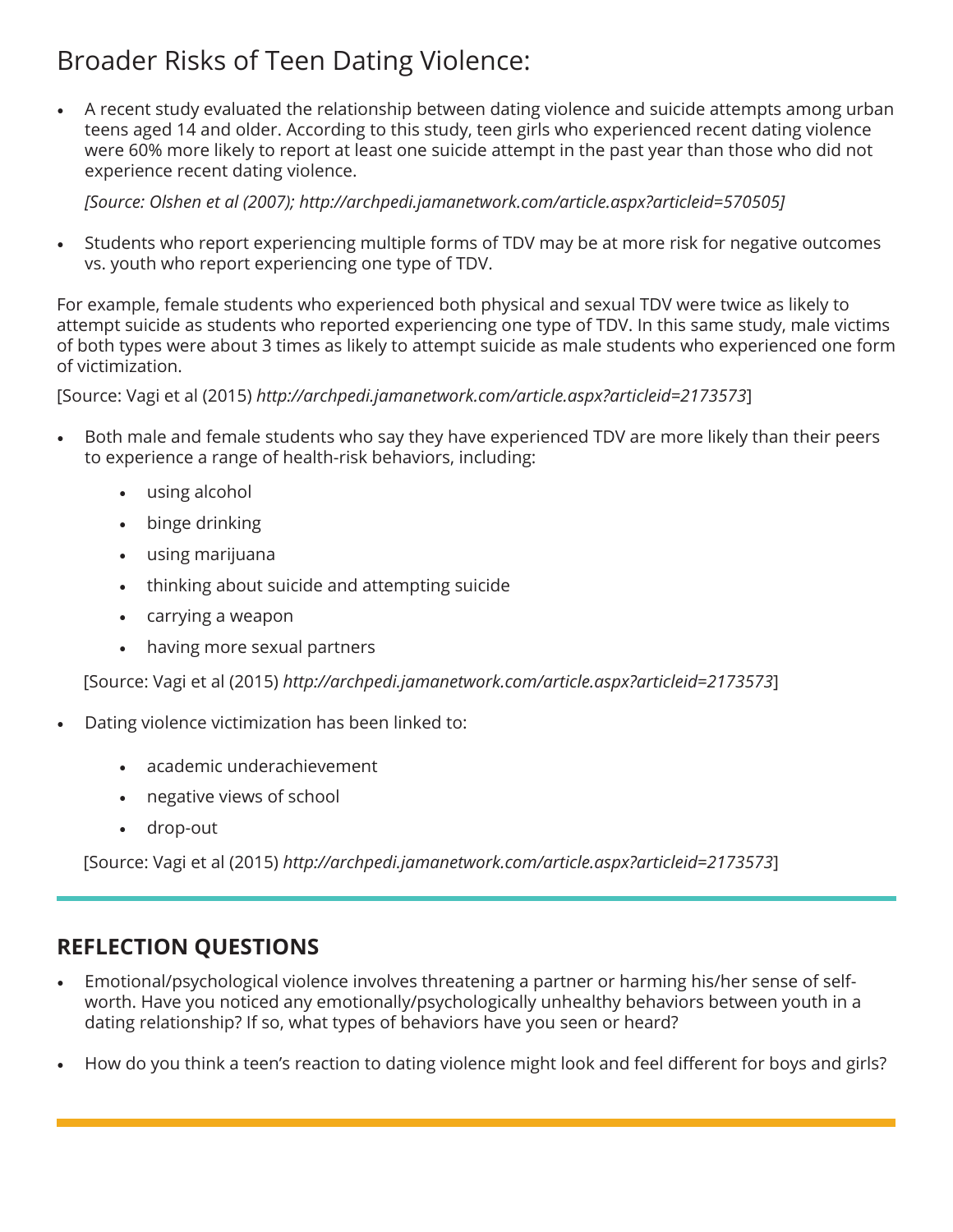# Broader Risks of Teen Dating Violence:

- A recent study evaluated the relationship between dating violence and suicide attempts among urban teens aged 14 and older. According to this study, teen girls who experienced recent dating violence were 60% more likely to report at least one suicide attempt in the past year than those who did not experience recent dating violence.

  *[Source: Olshen et al (2007); http://archpedi.jamanetwork.com/article.aspx?articleid=570505]*

- Students who report experiencing multiple forms of TDV may be at more risk for negative outcomes vs. youth who report experiencing one type of TDV.

For example, female students who experienced both physical and sexual TDV were twice as likely to attempt suicide as students who reported experiencing one type of TDV. In this same study, male victims of both types were about 3 times as likely to attempt suicide as male students who experienced one form of victimization.

[Source: Vagi et al (2015) *http://archpedi.jamanetwork.com/article.aspx?articleid=2173573*]

- Both male and female students who say they have experienced TDV are more likely than their peers to experience a range of health-risk behaviors, including:
  - using alcohol
  - binge drinking
  - using marijuana
  - thinking about suicide and attempting suicide
  - carrying a weapon
  - having more sexual partners

  [Source: Vagi et al (2015) *http://archpedi.jamanetwork.com/article.aspx?articleid=2173573*]

- Dating violence victimization has been linked to:
  - academic underachievement
  - negative views of school
  - drop-out

  [Source: Vagi et al (2015) *http://archpedi.jamanetwork.com/article.aspx?articleid=2173573*]

---

## REFLECTION QUESTIONS

- Emotional/psychological violence involves threatening a partner or harming his/her sense of self-worth. Have you noticed any emotionally/psychologically unhealthy behaviors between youth in a dating relationship? If so, what types of behaviors have you seen or heard?
- How do you think a teen's reaction to dating violence might look and feel different for boys and girls?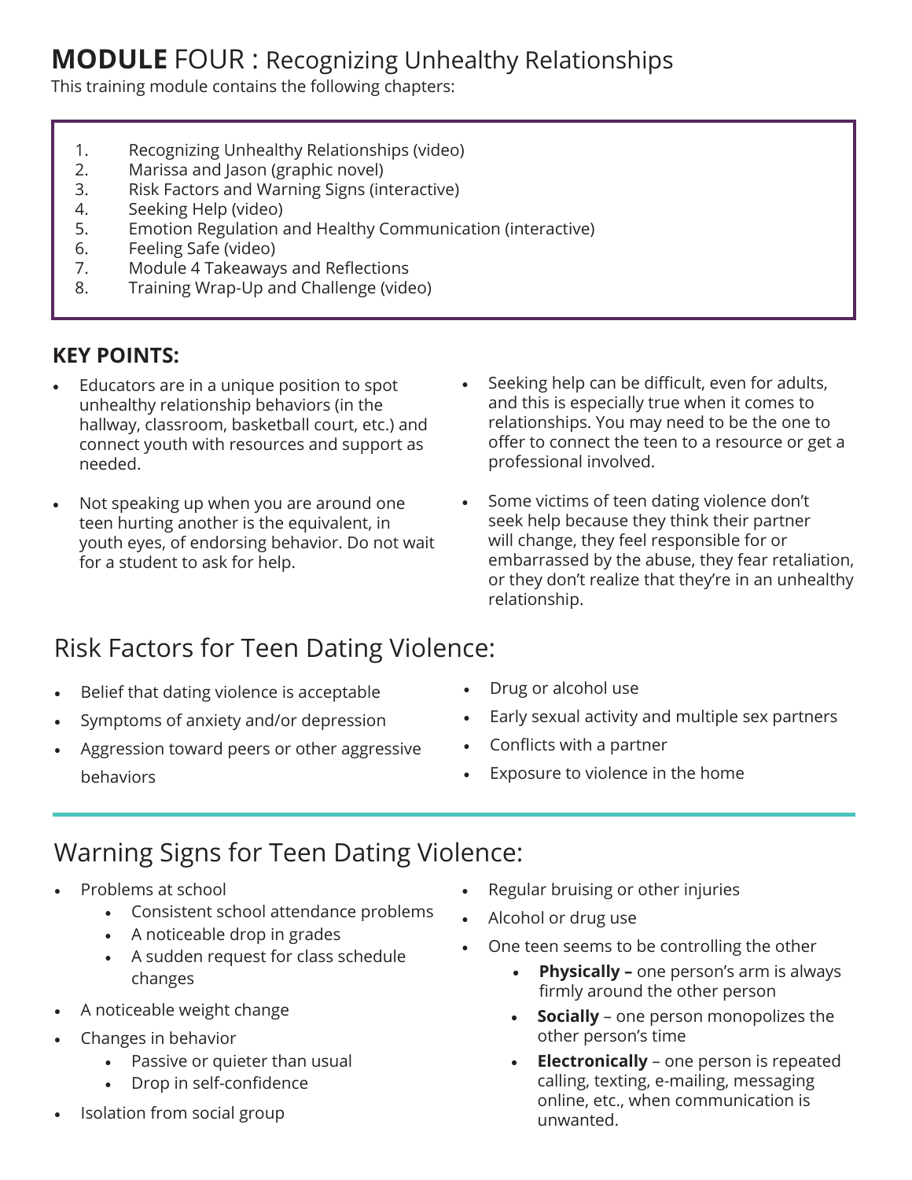# **MODULE** FOUR : Recognizing Unhealthy Relationships

This training module contains the following chapters:

1. Recognizing Unhealthy Relationships (video)
2. Marissa and Jason (graphic novel)
3. Risk Factors and Warning Signs (interactive)
4. Seeking Help (video)
5. Emotion Regulation and Healthy Communication (interactive)
6. Feeling Safe (video)
7. Module 4 Takeaways and Reflections
8. Training Wrap-Up and Challenge (video)

### KEY POINTS:

- Educators are in a unique position to spot unhealthy relationship behaviors (in the hallway, classroom, basketball court, etc.) and connect youth with resources and support as needed.
- Not speaking up when you are around one teen hurting another is the equivalent, in youth eyes, of endorsing behavior. Do not wait for a student to ask for help.
- Seeking help can be difficult, even for adults, and this is especially true when it comes to relationships. You may need to be the one to offer to connect the teen to a resource or get a professional involved.
- Some victims of teen dating violence don't seek help because they think their partner will change, they feel responsible for or embarrassed by the abuse, they fear retaliation, or they don't realize that they're in an unhealthy relationship.

## Risk Factors for Teen Dating Violence:

- Belief that dating violence is acceptable
- Symptoms of anxiety and/or depression
- Aggression toward peers or other aggressive behaviors
- Drug or alcohol use
- Early sexual activity and multiple sex partners
- Conflicts with a partner
- Exposure to violence in the home

## Warning Signs for Teen Dating Violence:

- Problems at school
  - Consistent school attendance problems
  - A noticeable drop in grades
  - A sudden request for class schedule changes
- A noticeable weight change
- Changes in behavior
  - Passive or quieter than usual
  - Drop in self-confidence
- Isolation from social group
- Regular bruising or other injuries
- Alcohol or drug use
- One teen seems to be controlling the other
  - **Physically –** one person's arm is always firmly around the other person
  - **Socially** – one person monopolizes the other person's time
  - **Electronically** – one person is repeated calling, texting, e-mailing, messaging online, etc., when communication is unwanted.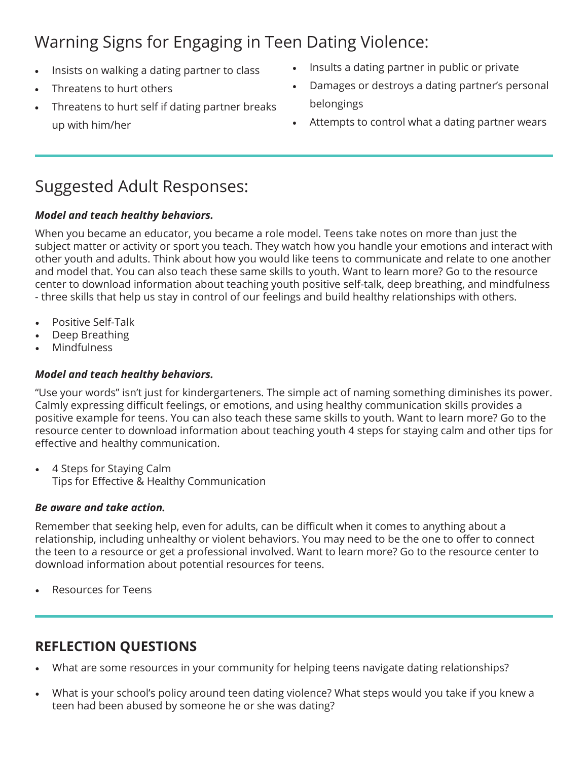## Warning Signs for Engaging in Teen Dating Violence:

- Insists on walking a dating partner to class
- Threatens to hurt others
- Threatens to hurt self if dating partner breaks up with him/her
- Insults a dating partner in public or private
- Damages or destroys a dating partner's personal belongings
- Attempts to control what a dating partner wears

## Suggested Adult Responses:

***Model and teach healthy behaviors.***

When you became an educator, you became a role model. Teens take notes on more than just the subject matter or activity or sport you teach. They watch how you handle your emotions and interact with other youth and adults. Think about how you would like teens to communicate and relate to one another and model that. You can also teach these same skills to youth. Want to learn more? Go to the resource center to download information about teaching youth positive self-talk, deep breathing, and mindfulness - three skills that help us stay in control of our feelings and build healthy relationships with others.

- Positive Self-Talk
- Deep Breathing
- Mindfulness

***Model and teach healthy behaviors.***

"Use your words" isn't just for kindergarteners. The simple act of naming something diminishes its power. Calmly expressing difficult feelings, or emotions, and using healthy communication skills provides a positive example for teens. You can also teach these same skills to youth. Want to learn more? Go to the resource center to download information about teaching youth 4 steps for staying calm and other tips for effective and healthy communication.

- 4 Steps for Staying Calm
  Tips for Effective & Healthy Communication

***Be aware and take action.***

Remember that seeking help, even for adults, can be difficult when it comes to anything about a relationship, including unhealthy or violent behaviors. You may need to be the one to offer to connect the teen to a resource or get a professional involved. Want to learn more? Go to the resource center to download information about potential resources for teens.

- Resources for Teens

## REFLECTION QUESTIONS

- What are some resources in your community for helping teens navigate dating relationships?
- What is your school's policy around teen dating violence? What steps would you take if you knew a teen had been abused by someone he or she was dating?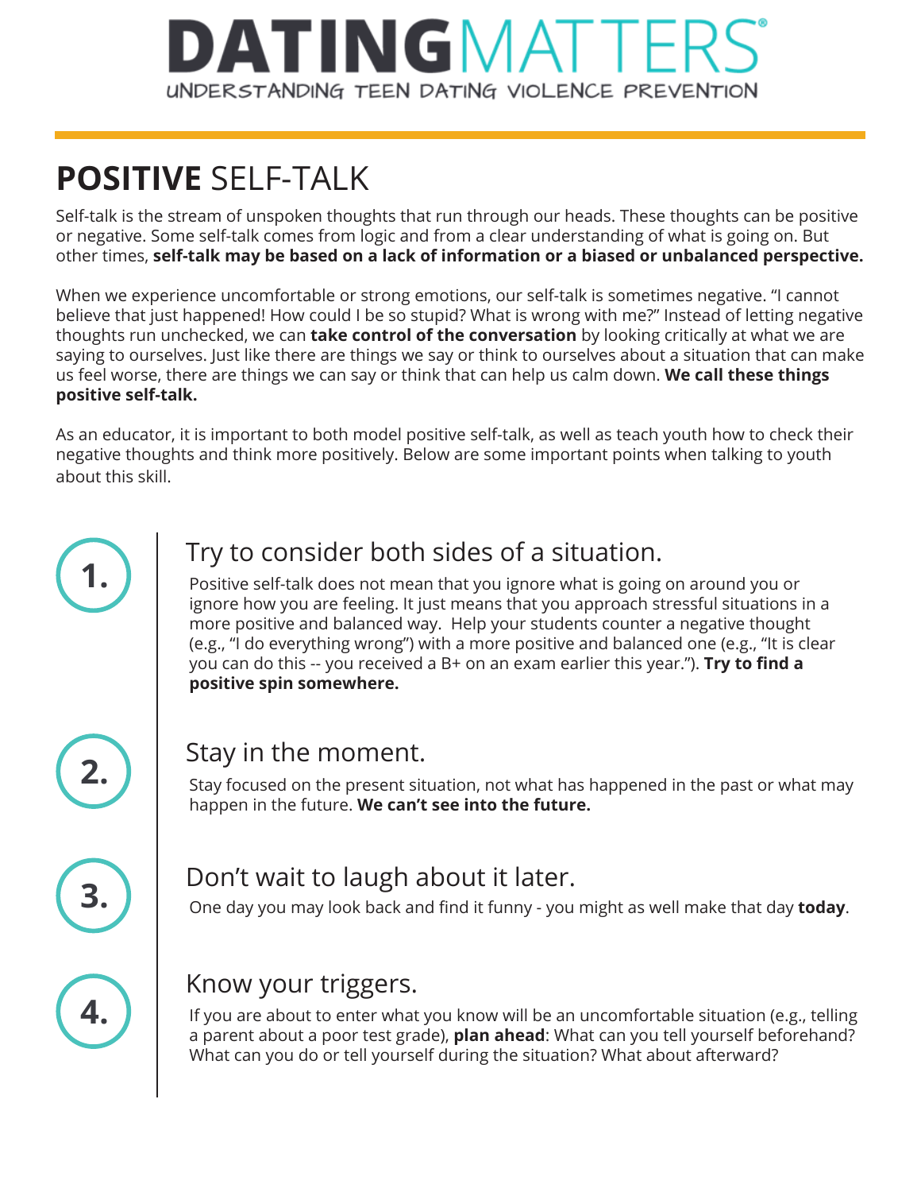# DATINGMATTERS®

UNDERSTANDING TEEN DATING VIOLENCE PREVENTION

## **POSITIVE** SELF-TALK

Self-talk is the stream of unspoken thoughts that run through our heads. These thoughts can be positive or negative. Some self-talk comes from logic and from a clear understanding of what is going on. But other times, **self-talk may be based on a lack of information or a biased or unbalanced perspective.**

When we experience uncomfortable or strong emotions, our self-talk is sometimes negative. "I cannot believe that just happened! How could I be so stupid? What is wrong with me?" Instead of letting negative thoughts run unchecked, we can **take control of the conversation** by looking critically at what we are saying to ourselves. Just like there are things we say or think to ourselves about a situation that can make us feel worse, there are things we can say or think that can help us calm down. **We call these things positive self-talk.**

As an educator, it is important to both model positive self-talk, as well as teach youth how to check their negative thoughts and think more positively. Below are some important points when talking to youth about this skill.

### 1. Try to consider both sides of a situation.

Positive self-talk does not mean that you ignore what is going on around you or ignore how you are feeling. It just means that you approach stressful situations in a more positive and balanced way. Help your students counter a negative thought (e.g., "I do everything wrong") with a more positive and balanced one (e.g., "It is clear you can do this -- you received a B+ on an exam earlier this year."). **Try to find a positive spin somewhere.**

### 2. Stay in the moment.

Stay focused on the present situation, not what has happened in the past or what may happen in the future. **We can't see into the future.**

### 3. Don't wait to laugh about it later.

One day you may look back and find it funny - you might as well make that day **today**.

### 4. Know your triggers.

If you are about to enter what you know will be an uncomfortable situation (e.g., telling a parent about a poor test grade), **plan ahead**: What can you tell yourself beforehand? What can you do or tell yourself during the situation? What about afterward?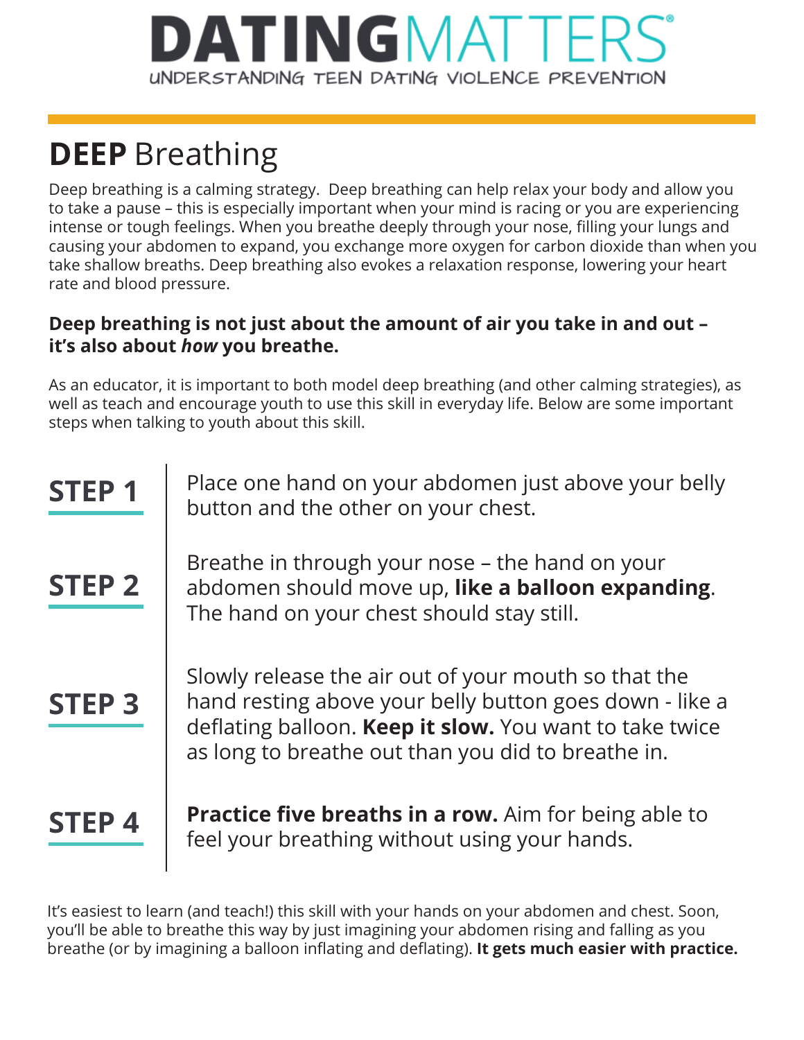**DATING**MATTERS®

UNDERSTANDING TEEN DATING VIOLENCE PREVENTION

# **DEEP** Breathing

Deep breathing is a calming strategy. Deep breathing can help relax your body and allow you to take a pause – this is especially important when your mind is racing or you are experiencing intense or tough feelings. When you breathe deeply through your nose, filling your lungs and causing your abdomen to expand, you exchange more oxygen for carbon dioxide than when you take shallow breaths. Deep breathing also evokes a relaxation response, lowering your heart rate and blood pressure.

**Deep breathing is not just about the amount of air you take in and out – it's also about *how* you breathe.**

As an educator, it is important to both model deep breathing (and other calming strategies), as well as teach and encourage youth to use this skill in everyday life. Below are some important steps when talking to youth about this skill.

**STEP 1** Place one hand on your abdomen just above your belly button and the other on your chest.

**STEP 2** Breathe in through your nose – the hand on your abdomen should move up, **like a balloon expanding**. The hand on your chest should stay still.

**STEP 3** Slowly release the air out of your mouth so that the hand resting above your belly button goes down - like a deflating balloon. **Keep it slow.** You want to take twice as long to breathe out than you did to breathe in.

**STEP 4** **Practice five breaths in a row.** Aim for being able to feel your breathing without using your hands.

It's easiest to learn (and teach!) this skill with your hands on your abdomen and chest. Soon, you'll be able to breathe this way by just imagining your abdomen rising and falling as you breathe (or by imagining a balloon inflating and deflating). **It gets much easier with practice.**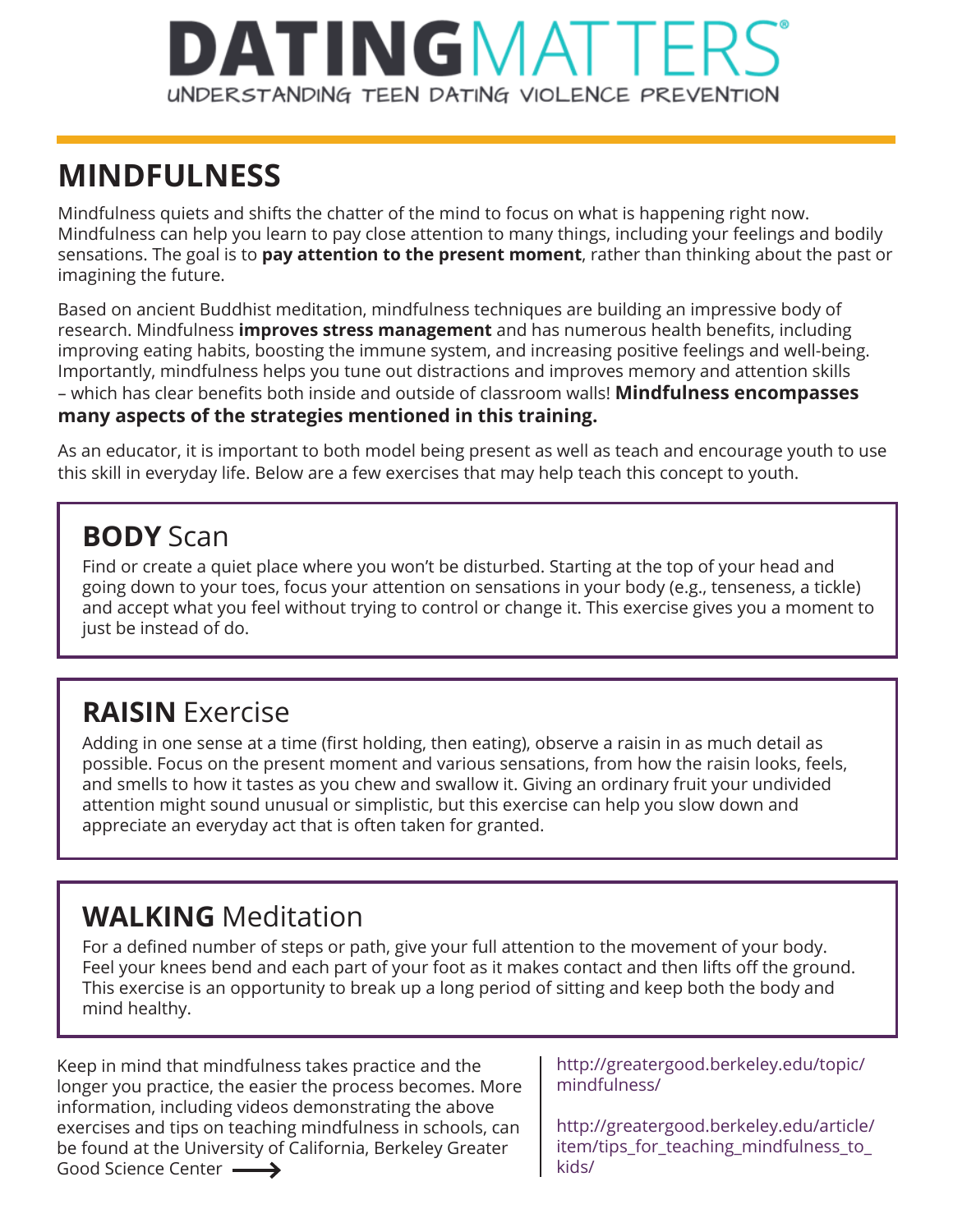# DATINGMATTERS®

UNDERSTANDING TEEN DATING VIOLENCE PREVENTION

## MINDFULNESS

Mindfulness quiets and shifts the chatter of the mind to focus on what is happening right now. Mindfulness can help you learn to pay close attention to many things, including your feelings and bodily sensations. The goal is to **pay attention to the present moment**, rather than thinking about the past or imagining the future.

Based on ancient Buddhist meditation, mindfulness techniques are building an impressive body of research. Mindfulness **improves stress management** and has numerous health benefits, including improving eating habits, boosting the immune system, and increasing positive feelings and well-being. Importantly, mindfulness helps you tune out distractions and improves memory and attention skills – which has clear benefits both inside and outside of classroom walls! **Mindfulness encompasses many aspects of the strategies mentioned in this training.**

As an educator, it is important to both model being present as well as teach and encourage youth to use this skill in everyday life. Below are a few exercises that may help teach this concept to youth.

### BODY Scan

Find or create a quiet place where you won't be disturbed. Starting at the top of your head and going down to your toes, focus your attention on sensations in your body (e.g., tenseness, a tickle) and accept what you feel without trying to control or change it. This exercise gives you a moment to just be instead of do.

### RAISIN Exercise

Adding in one sense at a time (first holding, then eating), observe a raisin in as much detail as possible. Focus on the present moment and various sensations, from how the raisin looks, feels, and smells to how it tastes as you chew and swallow it. Giving an ordinary fruit your undivided attention might sound unusual or simplistic, but this exercise can help you slow down and appreciate an everyday act that is often taken for granted.

### WALKING Meditation

For a defined number of steps or path, give your full attention to the movement of your body. Feel your knees bend and each part of your foot as it makes contact and then lifts off the ground. This exercise is an opportunity to break up a long period of sitting and keep both the body and mind healthy.

Keep in mind that mindfulness takes practice and the longer you practice, the easier the process becomes. More information, including videos demonstrating the above exercises and tips on teaching mindfulness in schools, can be found at the University of California, Berkeley Greater Good Science Center ⟶

http://greatergood.berkeley.edu/topic/mindfulness/

http://greatergood.berkeley.edu/article/item/tips_for_teaching_mindfulness_to_kids/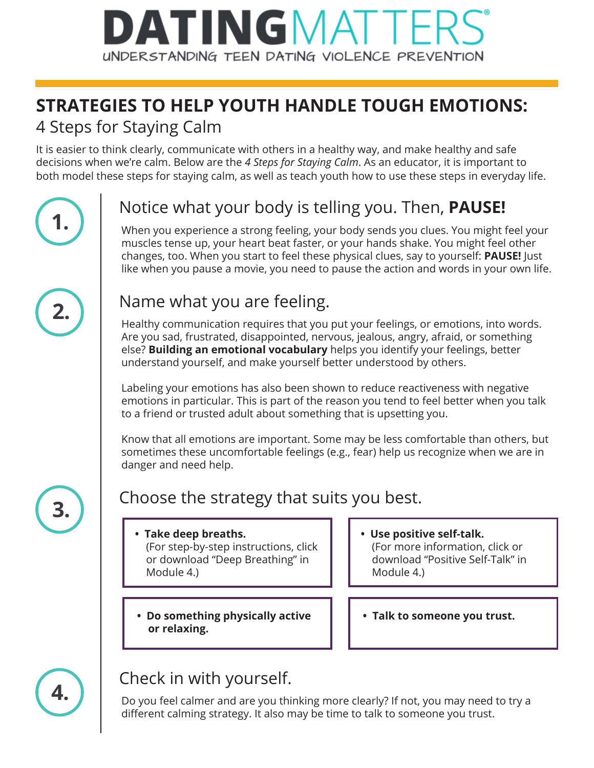# DATINGMATTERS®

UNDERSTANDING TEEN DATING VIOLENCE PREVENTION

## STRATEGIES TO HELP YOUTH HANDLE TOUGH EMOTIONS:

4 Steps for Staying Calm

It is easier to think clearly, communicate with others in a healthy way, and make healthy and safe decisions when we're calm. Below are the *4 Steps for Staying Calm*. As an educator, it is important to both model these steps for staying calm, as well as teach youth how to use these steps in everyday life.

### 1. Notice what your body is telling you. Then, **PAUSE!**

When you experience a strong feeling, your body sends you clues. You might feel your muscles tense up, your heart beat faster, or your hands shake. You might feel other changes, too. When you start to feel these physical clues, say to yourself: **PAUSE!** Just like when you pause a movie, you need to pause the action and words in your own life.

### 2. Name what you are feeling.

Healthy communication requires that you put your feelings, or emotions, into words. Are you sad, frustrated, disappointed, nervous, jealous, angry, afraid, or something else? **Building an emotional vocabulary** helps you identify your feelings, better understand yourself, and make yourself better understood by others.

Labeling your emotions has also been shown to reduce reactiveness with negative emotions in particular. This is part of the reason you tend to feel better when you talk to a friend or trusted adult about something that is upsetting you.

Know that all emotions are important. Some may be less comfortable than others, but sometimes these uncomfortable feelings (e.g., fear) help us recognize when we are in danger and need help.

### 3. Choose the strategy that suits you best.

- **Take deep breaths.** (For step-by-step instructions, click or download "Deep Breathing" in Module 4.)
- **Use positive self-talk.** (For more information, click or download "Positive Self-Talk" in Module 4.)
- **Do something physically active or relaxing.**
- **Talk to someone you trust.**

### 4. Check in with yourself.

Do you feel calmer and are you thinking more clearly? If not, you may need to try a different calming strategy. It also may be time to talk to someone you trust.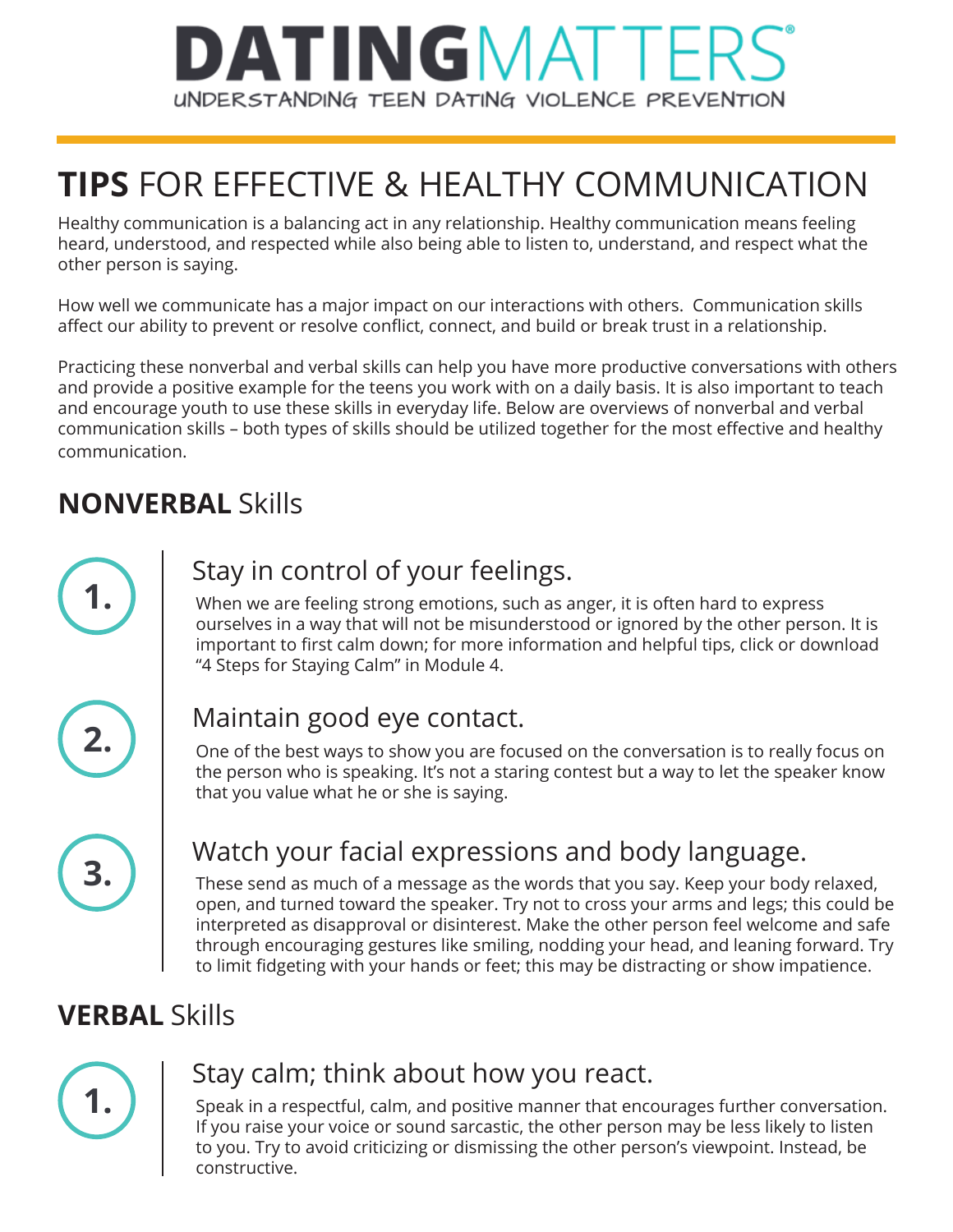# DATINGMATTERS®

UNDERSTANDING TEEN DATING VIOLENCE PREVENTION

## **TIPS** FOR EFFECTIVE & HEALTHY COMMUNICATION

Healthy communication is a balancing act in any relationship. Healthy communication means feeling heard, understood, and respected while also being able to listen to, understand, and respect what the other person is saying.

How well we communicate has a major impact on our interactions with others. Communication skills affect our ability to prevent or resolve conflict, connect, and build or break trust in a relationship.

Practicing these nonverbal and verbal skills can help you have more productive conversations with others and provide a positive example for the teens you work with on a daily basis. It is also important to teach and encourage youth to use these skills in everyday life. Below are overviews of nonverbal and verbal communication skills – both types of skills should be utilized together for the most effective and healthy communication.

### **NONVERBAL** Skills

1. **Stay in control of your feelings.**
   When we are feeling strong emotions, such as anger, it is often hard to express ourselves in a way that will not be misunderstood or ignored by the other person. It is important to first calm down; for more information and helpful tips, click or download "4 Steps for Staying Calm" in Module 4.

2. **Maintain good eye contact.**
   One of the best ways to show you are focused on the conversation is to really focus on the person who is speaking. It's not a staring contest but a way to let the speaker know that you value what he or she is saying.

3. **Watch your facial expressions and body language.**
   These send as much of a message as the words that you say. Keep your body relaxed, open, and turned toward the speaker. Try not to cross your arms and legs; this could be interpreted as disapproval or disinterest. Make the other person feel welcome and safe through encouraging gestures like smiling, nodding your head, and leaning forward. Try to limit fidgeting with your hands or feet; this may be distracting or show impatience.

### **VERBAL** Skills

1. **Stay calm; think about how you react.**
   Speak in a respectful, calm, and positive manner that encourages further conversation. If you raise your voice or sound sarcastic, the other person may be less likely to listen to you. Try to avoid criticizing or dismissing the other person's viewpoint. Instead, be constructive.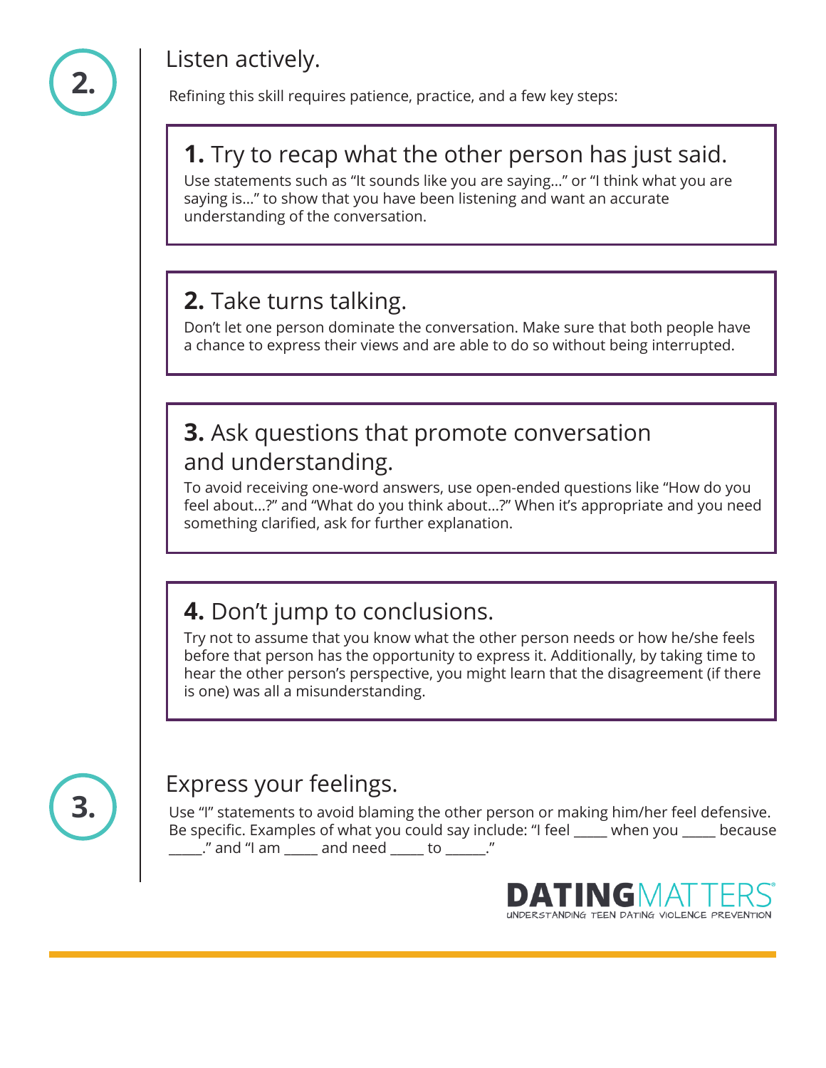## 2. Listen actively.

Refining this skill requires patience, practice, and a few key steps:

### 1. Try to recap what the other person has just said.

Use statements such as "It sounds like you are saying..." or "I think what you are saying is..." to show that you have been listening and want an accurate understanding of the conversation.

### 2. Take turns talking.

Don't let one person dominate the conversation. Make sure that both people have a chance to express their views and are able to do so without being interrupted.

### 3. Ask questions that promote conversation and understanding.

To avoid receiving one-word answers, use open-ended questions like "How do you feel about...?" and "What do you think about...?" When it's appropriate and you need something clarified, ask for further explanation.

### 4. Don't jump to conclusions.

Try not to assume that you know what the other person needs or how he/she feels before that person has the opportunity to express it. Additionally, by taking time to hear the other person's perspective, you might learn that the disagreement (if there is one) was all a misunderstanding.

## 3. Express your feelings.

Use "I" statements to avoid blaming the other person or making him/her feel defensive. Be specific. Examples of what you could say include: "I feel _____ when you _____ because _____." and "I am _____ and need _____ to ______."

DATING MATTERS®
UNDERSTANDING TEEN DATING VIOLENCE PREVENTION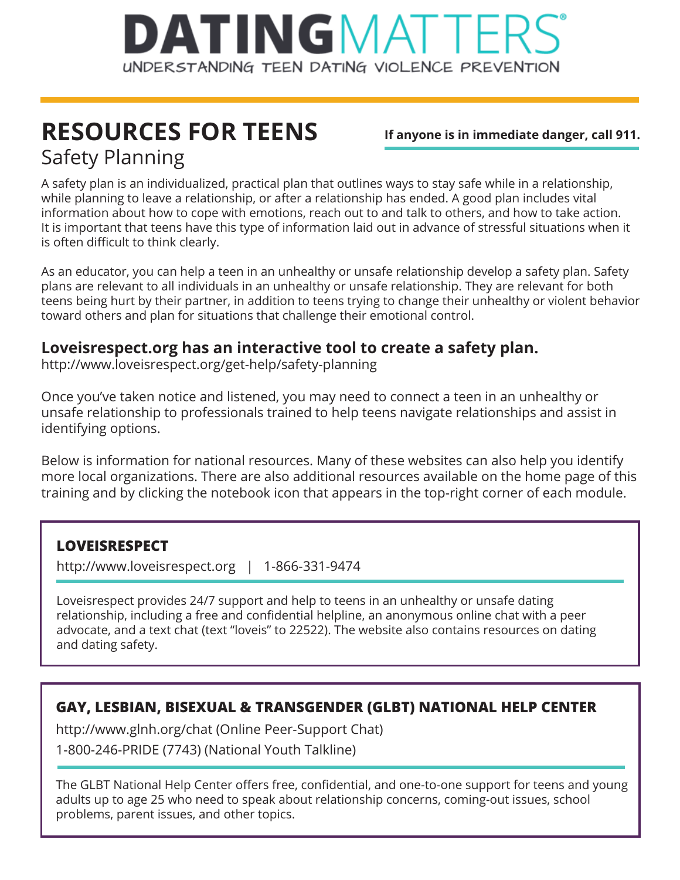# DATINGMATTERS®

UNDERSTANDING TEEN DATING VIOLENCE PREVENTION

## RESOURCES FOR TEENS

**If anyone is in immediate danger, call 911.**

### Safety Planning

A safety plan is an individualized, practical plan that outlines ways to stay safe while in a relationship, while planning to leave a relationship, or after a relationship has ended. A good plan includes vital information about how to cope with emotions, reach out to and talk to others, and how to take action. It is important that teens have this type of information laid out in advance of stressful situations when it is often difficult to think clearly.

As an educator, you can help a teen in an unhealthy or unsafe relationship develop a safety plan. Safety plans are relevant to all individuals in an unhealthy or unsafe relationship. They are relevant for both teens being hurt by their partner, in addition to teens trying to change their unhealthy or violent behavior toward others and plan for situations that challenge their emotional control.

**Loveisrespect.org has an interactive tool to create a safety plan.**

http://www.loveisrespect.org/get-help/safety-planning

Once you've taken notice and listened, you may need to connect a teen in an unhealthy or unsafe relationship to professionals trained to help teens navigate relationships and assist in identifying options.

Below is information for national resources. Many of these websites can also help you identify more local organizations. There are also additional resources available on the home page of this training and by clicking the notebook icon that appears in the top-right corner of each module.

---

**LOVEISRESPECT**

http://www.loveisrespect.org | 1-866-331-9474

Loveisrespect provides 24/7 support and help to teens in an unhealthy or unsafe dating relationship, including a free and confidential helpline, an anonymous online chat with a peer advocate, and a text chat (text "loveis" to 22522). The website also contains resources on dating and dating safety.

---

**GAY, LESBIAN, BISEXUAL & TRANSGENDER (GLBT) NATIONAL HELP CENTER**

http://www.glnh.org/chat (Online Peer-Support Chat)

1-800-246-PRIDE (7743) (National Youth Talkline)

The GLBT National Help Center offers free, confidential, and one-to-one support for teens and young adults up to age 25 who need to speak about relationship concerns, coming-out issues, school problems, parent issues, and other topics.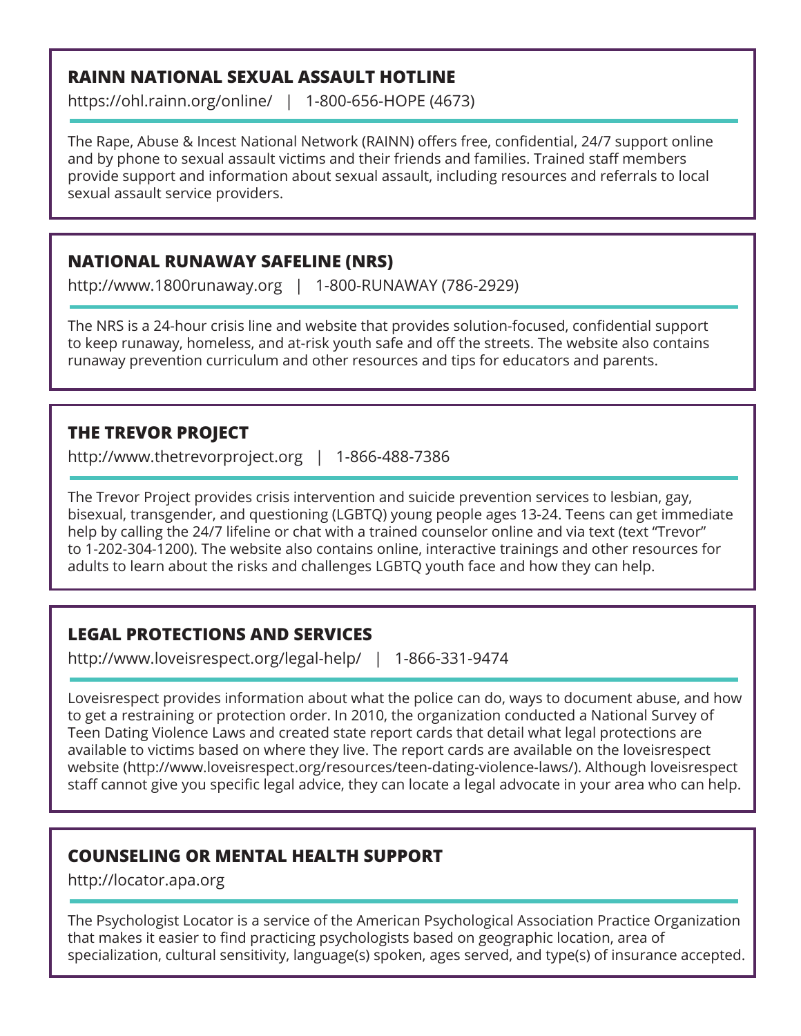## RAINN NATIONAL SEXUAL ASSAULT HOTLINE

https://ohl.rainn.org/online/ | 1-800-656-HOPE (4673)

The Rape, Abuse & Incest National Network (RAINN) offers free, confidential, 24/7 support online and by phone to sexual assault victims and their friends and families. Trained staff members provide support and information about sexual assault, including resources and referrals to local sexual assault service providers.

## NATIONAL RUNAWAY SAFELINE (NRS)

http://www.1800runaway.org | 1-800-RUNAWAY (786-2929)

The NRS is a 24-hour crisis line and website that provides solution-focused, confidential support to keep runaway, homeless, and at-risk youth safe and off the streets. The website also contains runaway prevention curriculum and other resources and tips for educators and parents.

## THE TREVOR PROJECT

http://www.thetrevorproject.org | 1-866-488-7386

The Trevor Project provides crisis intervention and suicide prevention services to lesbian, gay, bisexual, transgender, and questioning (LGBTQ) young people ages 13-24. Teens can get immediate help by calling the 24/7 lifeline or chat with a trained counselor online and via text (text "Trevor" to 1-202-304-1200). The website also contains online, interactive trainings and other resources for adults to learn about the risks and challenges LGBTQ youth face and how they can help.

## LEGAL PROTECTIONS AND SERVICES

http://www.loveisrespect.org/legal-help/ | 1-866-331-9474

Loveisrespect provides information about what the police can do, ways to document abuse, and how to get a restraining or protection order. In 2010, the organization conducted a National Survey of Teen Dating Violence Laws and created state report cards that detail what legal protections are available to victims based on where they live. The report cards are available on the loveisrespect website (http://www.loveisrespect.org/resources/teen-dating-violence-laws/). Although loveisrespect staff cannot give you specific legal advice, they can locate a legal advocate in your area who can help.

## COUNSELING OR MENTAL HEALTH SUPPORT

http://locator.apa.org

The Psychologist Locator is a service of the American Psychological Association Practice Organization that makes it easier to find practicing psychologists based on geographic location, area of specialization, cultural sensitivity, language(s) spoken, ages served, and type(s) of insurance accepted.